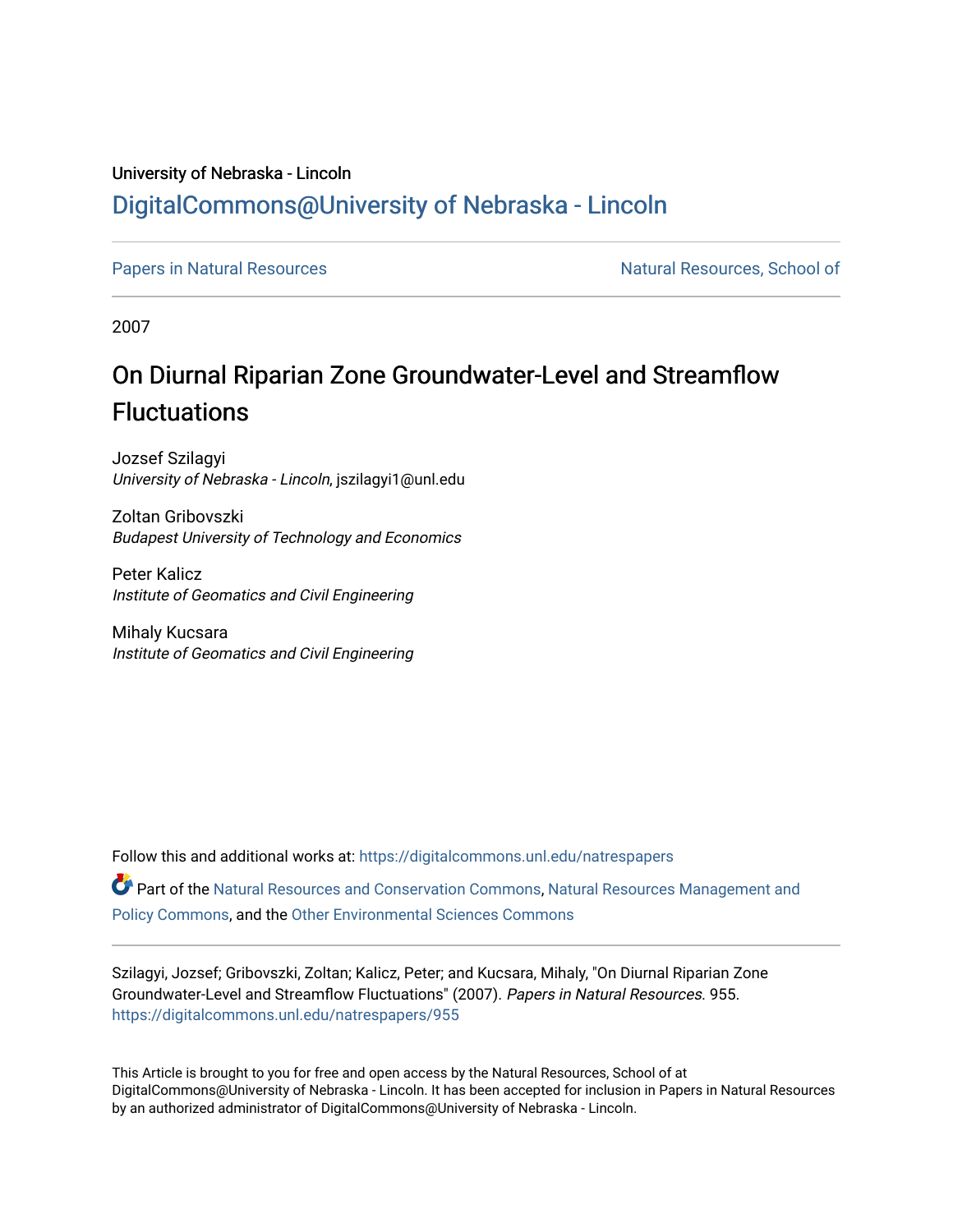University of Nebraska - Lincoln

# DigitalCommons@University of Nebraska - Lincoln

Papers in Natural Resources

Natural Resources, School of

2007

# On Diurnal Riparian Zone Groundwater-Level and Streamflow Fluctuations

Jozsef Szilagyi
*University of Nebraska - Lincoln*, jszilagyi1@unl.edu

Zoltan Gribovszki
*Budapest University of Technology and Economics*

Peter Kalicz
*Institute of Geomatics and Civil Engineering*

Mihaly Kucsara
*Institute of Geomatics and Civil Engineering*

Follow this and additional works at: https://digitalcommons.unl.edu/natrespapers

Part of the Natural Resources and Conservation Commons, Natural Resources Management and Policy Commons, and the Other Environmental Sciences Commons

Szilagyi, Jozsef; Gribovszki, Zoltan; Kalicz, Peter; and Kucsara, Mihaly, "On Diurnal Riparian Zone Groundwater-Level and Streamflow Fluctuations" (2007). *Papers in Natural Resources*. 955.
https://digitalcommons.unl.edu/natrespapers/955

This Article is brought to you for free and open access by the Natural Resources, School of at DigitalCommons@University of Nebraska - Lincoln. It has been accepted for inclusion in Papers in Natural Resources by an authorized administrator of DigitalCommons@University of Nebraska - Lincoln.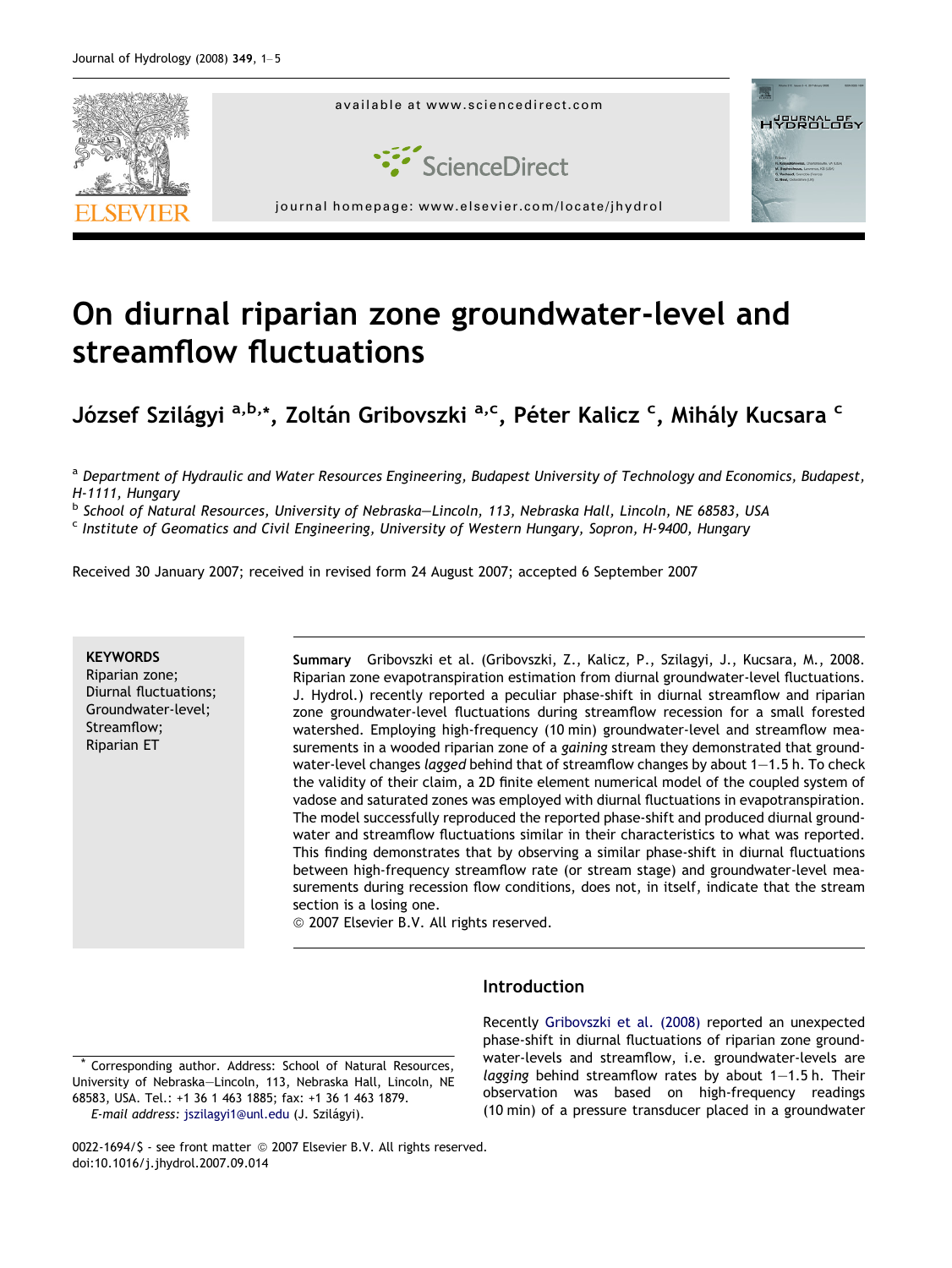# On diurnal riparian zone groundwater-level and streamflow fluctuations

**József Szilágyi** [a,b,*], **Zoltán Gribovszki** [a,c], **Péter Kalicz** [c], **Mihály Kucsara** [c]

[a] *Department of Hydraulic and Water Resources Engineering, Budapest University of Technology and Economics, Budapest, H-1111, Hungary*

[b] *School of Natural Resources, University of Nebraska—Lincoln, 113, Nebraska Hall, Lincoln, NE 68583, USA*

[c] *Institute of Geomatics and Civil Engineering, University of Western Hungary, Sopron, H-9400, Hungary*

Received 30 January 2007; received in revised form 24 August 2007; accepted 6 September 2007

**KEYWORDS**
Riparian zone;
Diurnal fluctuations;
Groundwater-level;
Streamflow;
Riparian ET

**Summary** Gribovszki et al. (Gribovszki, Z., Kalicz, P., Szilagyi, J., Kucsara, M., 2008. Riparian zone evapotranspiration estimation from diurnal groundwater-level fluctuations. J. Hydrol.) recently reported a peculiar phase-shift in diurnal streamflow and riparian zone groundwater-level fluctuations during streamflow recession for a small forested watershed. Employing high-frequency (10 min) groundwater-level and streamflow measurements in a wooded riparian zone of a *gaining* stream they demonstrated that groundwater-level changes *lagged* behind that of streamflow changes by about 1–1.5 h. To check the validity of their claim, a 2D finite element numerical model of the coupled system of vadose and saturated zones was employed with diurnal fluctuations in evapotranspiration. The model successfully reproduced the reported phase-shift and produced diurnal groundwater and streamflow fluctuations similar in their characteristics to what was reported. This finding demonstrates that by observing a similar phase-shift in diurnal fluctuations between high-frequency streamflow rate (or stream stage) and groundwater-level measurements during recession flow conditions, does not, in itself, indicate that the stream section is a losing one.
© 2007 Elsevier B.V. All rights reserved.

\* Corresponding author. Address: School of Natural Resources, University of Nebraska—Lincoln, 113, Nebraska Hall, Lincoln, NE 68583, USA. Tel.: +1 36 1 463 1885; fax: +1 36 1 463 1879.
*E-mail address:* jszilagyi1@unl.edu (J. Szilágyi).

0022-1694/$ - see front matter © 2007 Elsevier B.V. All rights reserved.
doi:10.1016/j.jhydrol.2007.09.014

## Introduction

Recently Gribovszki et al. (2008) reported an unexpected phase-shift in diurnal fluctuations of riparian zone groundwater-levels and streamflow, i.e. groundwater-levels are *lagging* behind streamflow rates by about 1–1.5 h. Their observation was based on high-frequency readings (10 min) of a pressure transducer placed in a groundwater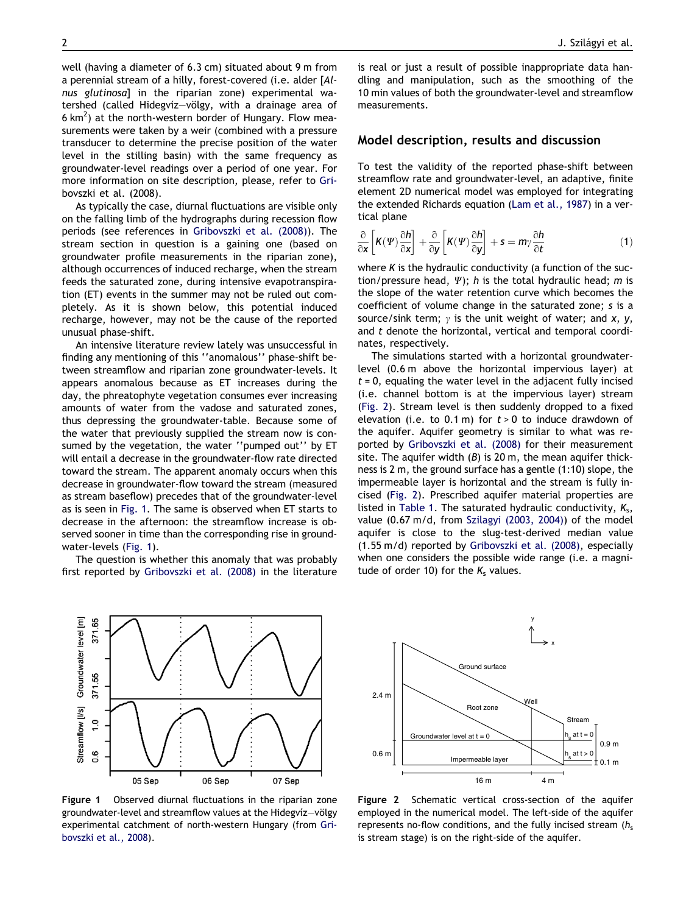well (having a diameter of 6.3 cm) situated about 9 m from a perennial stream of a hilly, forest-covered (i.e. alder [*Alnus glutinosa*] in the riparian zone) experimental watershed (called Hidegvíz–völgy, with a drainage area of 6 km$^2$) at the north-western border of Hungary. Flow measurements were taken by a weir (combined with a pressure transducer to determine the precise position of the water level in the stilling basin) with the same frequency as groundwater-level readings over a period of one year. For more information on site description, please, refer to Gribovszki et al. (2008).

As typically the case, diurnal fluctuations are visible only on the falling limb of the hydrographs during recession flow periods (see references in Gribovszki et al. (2008)). The stream section in question is a gaining one (based on groundwater profile measurements in the riparian zone), although occurrences of induced recharge, when the stream feeds the saturated zone, during intensive evapotranspiration (ET) events in the summer may not be ruled out completely. As it is shown below, this potential induced recharge, however, may not be the cause of the reported unusual phase-shift.

An intensive literature review lately was unsuccessful in finding any mentioning of this ''anomalous'' phase-shift between streamflow and riparian zone groundwater-levels. It appears anomalous because as ET increases during the day, the phreatophyte vegetation consumes ever increasing amounts of water from the vadose and saturated zones, thus depressing the groundwater-table. Because some of the water that previously supplied the stream now is consumed by the vegetation, the water ''pumped out'' by ET will entail a decrease in the groundwater-flow rate directed toward the stream. The apparent anomaly occurs when this decrease in groundwater-flow toward the stream (measured as stream baseflow) precedes that of the groundwater-level as is seen in Fig. 1. The same is observed when ET starts to decrease in the afternoon: the streamflow increase is observed sooner in time than the corresponding rise in groundwater-levels (Fig. 1).

The question is whether this anomaly that was probably first reported by Gribovszki et al. (2008) in the literature is real or just a result of possible inappropriate data handling and manipulation, such as the smoothing of the 10 min values of both the groundwater-level and streamflow measurements.

## Model description, results and discussion

To test the validity of the reported phase-shift between streamflow rate and groundwater-level, an adaptive, finite element 2D numerical model was employed for integrating the extended Richards equation (Lam et al., 1987) in a vertical plane

$$\frac{\partial}{\partial x}\left[K(\Psi)\frac{\partial h}{\partial x}\right]+\frac{\partial}{\partial y}\left[K(\Psi)\frac{\partial h}{\partial y}\right]+s=m\gamma\frac{\partial h}{\partial t} \tag{1}$$

where $K$ is the hydraulic conductivity (a function of the suction/pressure head, $\Psi$); $h$ is the total hydraulic head; $m$ is the slope of the water retention curve which becomes the coefficient of volume change in the saturated zone; $s$ is a source/sink term; $\gamma$ is the unit weight of water; and $x$, $y$, and $t$ denote the horizontal, vertical and temporal coordinates, respectively.

The simulations started with a horizontal groundwater-level (0.6 m above the horizontal impervious layer) at $t = 0$, equaling the water level in the adjacent fully incised (i.e. channel bottom is at the impervious layer) stream (Fig. 2). Stream level is then suddenly dropped to a fixed elevation (i.e. to 0.1 m) for $t > 0$ to induce drawdown of the aquifer. Aquifer geometry is similar to what was reported by Gribovszki et al. (2008) for their measurement site. The aquifer width ($B$) is 20 m, the mean aquifer thickness is 2 m, the ground surface has a gentle (1:10) slope, the impermeable layer is horizontal and the stream is fully incised (Fig. 2). Prescribed aquifer material properties are listed in Table 1. The saturated hydraulic conductivity, $K_s$, value (0.67 m/d, from Szilagyi (2003, 2004)) of the model aquifer is close to the slug-test-derived median value (1.55 m/d) reported by Gribovszki et al. (2008), especially when one considers the possible wide range (i.e. a magnitude of order 10) for the $K_s$ values.

**Figure 1** Observed diurnal fluctuations in the riparian zone groundwater-level and streamflow values at the Hidegvíz–völgy experimental catchment of north-western Hungary (from Gribovszki et al., 2008).

**Figure 2** Schematic vertical cross-section of the aquifer employed in the numerical model. The left-side of the aquifer represents no-flow conditions, and the fully incised stream ($h_s$ is stream stage) is on the right-side of the aquifer.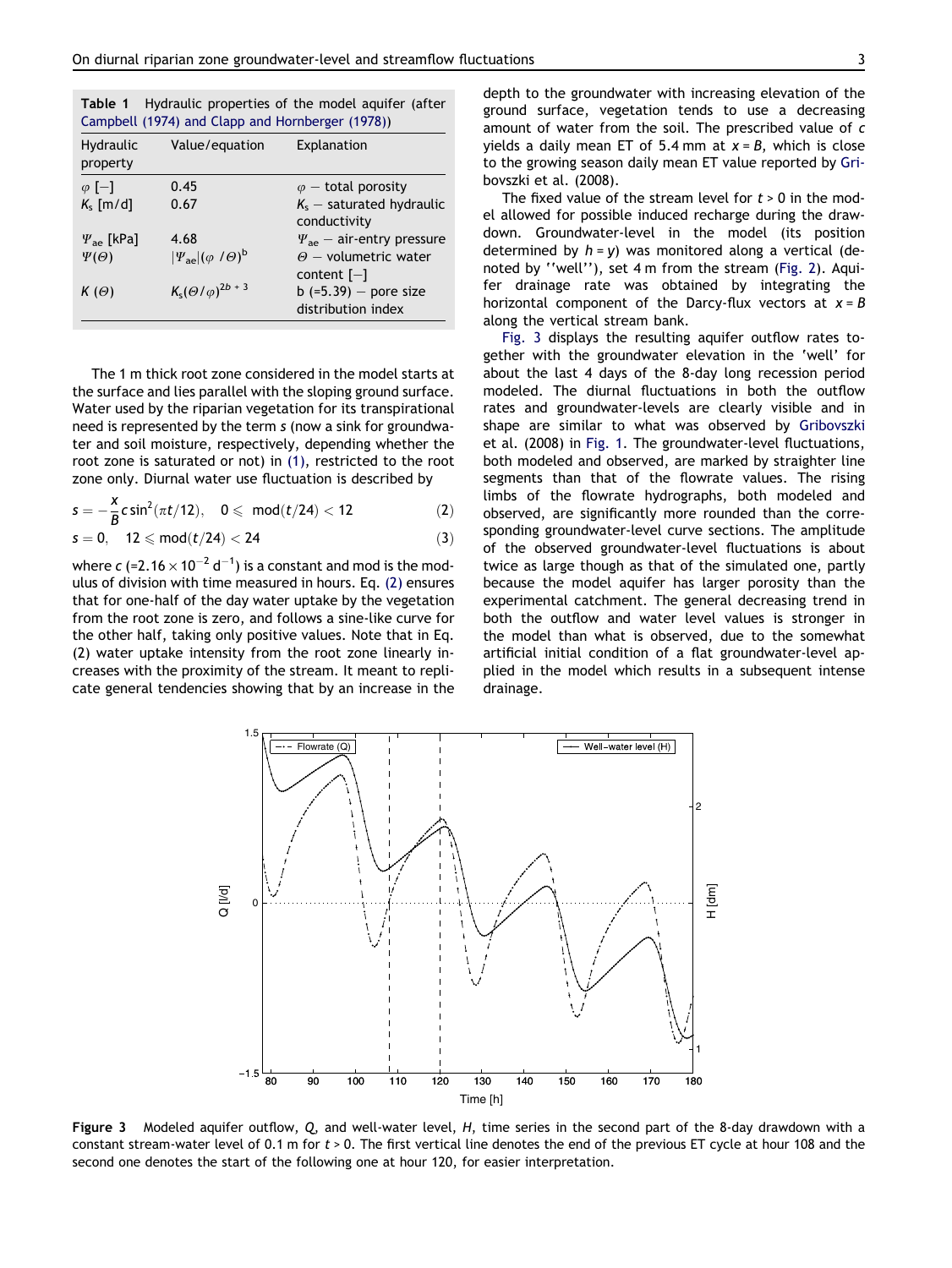**Table 1** Hydraulic properties of the model aquifer (after Campbell (1974) and Clapp and Hornberger (1978))

| Hydraulic property | Value/equation | Explanation |
|---|---|---|
| $\varphi$ [–] | 0.45 | $\varphi$ – total porosity |
| $K_s$ [m/d] | 0.67 | $K_s$ – saturated hydraulic conductivity |
| $\Psi_{ae}$ [kPa] | 4.68 | $\Psi_{ae}$ – air-entry pressure |
| $\Psi(\Theta)$ | $\lvert\Psi_{ae}\rvert(\varphi\ /\Theta)^b$ | $\Theta$ – volumetric water content [–] |
| $K(\Theta)$ | $K_s(\Theta/\varphi)^{2b+3}$ | b (=5.39) – pore size distribution index |

The 1 m thick root zone considered in the model starts at the surface and lies parallel with the sloping ground surface. Water used by the riparian vegetation for its transpirational need is represented by the term $s$ (now a sink for groundwater and soil moisture, respectively, depending whether the root zone is saturated or not) in (1), restricted to the root zone only. Diurnal water use fluctuation is described by

$$s = -\frac{x}{B}c\sin^2(\pi t/12), \quad 0 \leqslant \mod(t/24) < 12 \tag{2}$$

$$s = 0, \quad 12 \leqslant \mod(t/24) < 24 \tag{3}$$

where $c$ ($=2.16 \times 10^{-2}\ \mathrm{d}^{-1}$) is a constant and mod is the modulus of division with time measured in hours. Eq. (2) ensures that for one-half of the day water uptake by the vegetation from the root zone is zero, and follows a sine-like curve for the other half, taking only positive values. Note that in Eq. (2) water uptake intensity from the root zone linearly increases with the proximity of the stream. It meant to replicate general tendencies showing that by an increase in the depth to the groundwater with increasing elevation of the ground surface, vegetation tends to use a decreasing amount of water from the soil. The prescribed value of $c$ yields a daily mean ET of 5.4 mm at $x = B$, which is close to the growing season daily mean ET value reported by Gribovszki et al. (2008).

The fixed value of the stream level for $t > 0$ in the model allowed for possible induced recharge during the drawdown. Groundwater-level in the model (its position determined by $h = y$) was monitored along a vertical (denoted by ''well''), set 4 m from the stream (Fig. 2). Aquifer drainage rate was obtained by integrating the horizontal component of the Darcy-flux vectors at $x = B$ along the vertical stream bank.

Fig. 3 displays the resulting aquifer outflow rates together with the groundwater elevation in the 'well' for about the last 4 days of the 8-day long recession period modeled. The diurnal fluctuations in both the outflow rates and groundwater-levels are clearly visible and in shape are similar to what was observed by Gribovszki et al. (2008) in Fig. 1. The groundwater-level fluctuations, both modeled and observed, are marked by straighter line segments than that of the flowrate values. The rising limbs of the flowrate hydrographs, both modeled and observed, are significantly more rounded than the corresponding groundwater-level curve sections. The amplitude of the observed groundwater-level fluctuations is about twice as large though as that of the simulated one, partly because the model aquifer has larger porosity than the experimental catchment. The general decreasing trend in both the outflow and water level values is stronger in the model than what is observed, due to the somewhat artificial initial condition of a flat groundwater-level applied in the model which results in a subsequent intense drainage.

**Figure 3** Modeled aquifer outflow, $Q$, and well-water level, $H$, time series in the second part of the 8-day drawdown with a constant stream-water level of 0.1 m for $t > 0$. The first vertical line denotes the end of the previous ET cycle at hour 108 and the second one denotes the start of the following one at hour 120, for easier interpretation.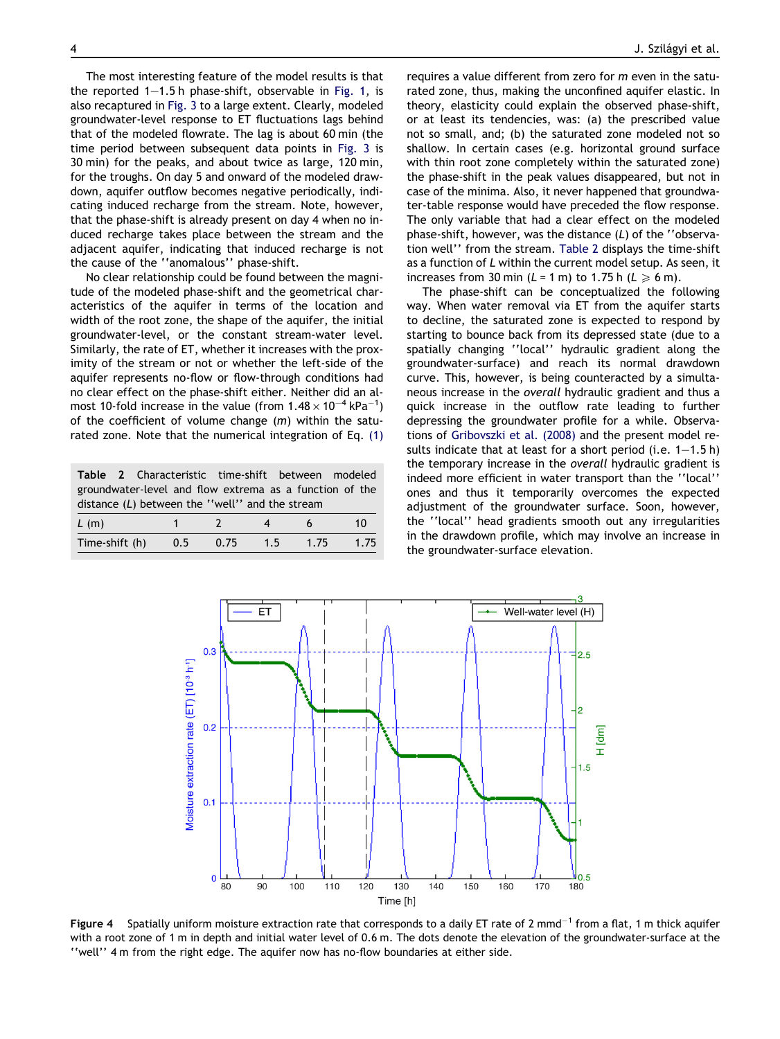The most interesting feature of the model results is that the reported 1–1.5 h phase-shift, observable in Fig. 1, is also recaptured in Fig. 3 to a large extent. Clearly, modeled groundwater-level response to ET fluctuations lags behind that of the modeled flowrate. The lag is about 60 min (the time period between subsequent data points in Fig. 3 is 30 min) for the peaks, and about twice as large, 120 min, for the troughs. On day 5 and onward of the modeled drawdown, aquifer outflow becomes negative periodically, indicating induced recharge from the stream. Note, however, that the phase-shift is already present on day 4 when no induced recharge takes place between the stream and the adjacent aquifer, indicating that induced recharge is not the cause of the ''anomalous'' phase-shift.

No clear relationship could be found between the magnitude of the modeled phase-shift and the geometrical characteristics of the aquifer in terms of the location and width of the root zone, the shape of the aquifer, the initial groundwater-level, or the constant stream-water level. Similarly, the rate of ET, whether it increases with the proximity of the stream or not or whether the left-side of the aquifer represents no-flow or flow-through conditions had no clear effect on the phase-shift either. Neither did an almost 10-fold increase in the value (from $1.48 \times 10^{-4}$ kPa$^{-1}$) of the coefficient of volume change ($m$) within the saturated zone. Note that the numerical integration of Eq. (1) requires a value different from zero for $m$ even in the saturated zone, thus, making the unconfined aquifer elastic. In theory, elasticity could explain the observed phase-shift, or at least its tendencies, was: (a) the prescribed value not so small, and; (b) the saturated zone modeled not so shallow. In certain cases (e.g. horizontal ground surface with thin root zone completely within the saturated zone) the phase-shift in the peak values disappeared, but not in case of the minima. Also, it never happened that groundwater-table response would have preceded the flow response. The only variable that had a clear effect on the modeled phase-shift, however, was the distance ($L$) of the ''observation well'' from the stream. Table 2 displays the time-shift as a function of $L$ within the current model setup. As seen, it increases from 30 min ($L$ = 1 m) to 1.75 h ($L \geq 6$ m).

**Table 2** Characteristic time-shift between modeled groundwater-level and flow extrema as a function of the distance ($L$) between the ''well'' and the stream

| $L$ (m) | 1 | 2 | 4 | 6 | 10 |
|---|---|---|---|---|---|
| Time-shift (h) | 0.5 | 0.75 | 1.5 | 1.75 | 1.75 |

The phase-shift can be conceptualized the following way. When water removal via ET from the aquifer starts to decline, the saturated zone is expected to respond by starting to bounce back from its depressed state (due to a spatially changing ''local'' hydraulic gradient along the groundwater-surface) and reach its normal drawdown curve. This, however, is being counteracted by a simultaneous increase in the *overall* hydraulic gradient and thus a quick increase in the outflow rate leading to further depressing the groundwater profile for a while. Observations of Gribovszki et al. (2008) and the present model results indicate that at least for a short period (i.e. 1–1.5 h) the temporary increase in the *overall* hydraulic gradient is indeed more efficient in water transport than the ''local'' ones and thus it temporarily overcomes the expected adjustment of the groundwater surface. Soon, however, the ''local'' head gradients smooth out any irregularities in the drawdown profile, which may involve an increase in the groundwater-surface elevation.

**Figure 4** Spatially uniform moisture extraction rate that corresponds to a daily ET rate of 2 mmd$^{-1}$ from a flat, 1 m thick aquifer with a root zone of 1 m in depth and initial water level of 0.6 m. The dots denote the elevation of the groundwater-surface at the ''well'' 4 m from the right edge. The aquifer now has no-flow boundaries at either side.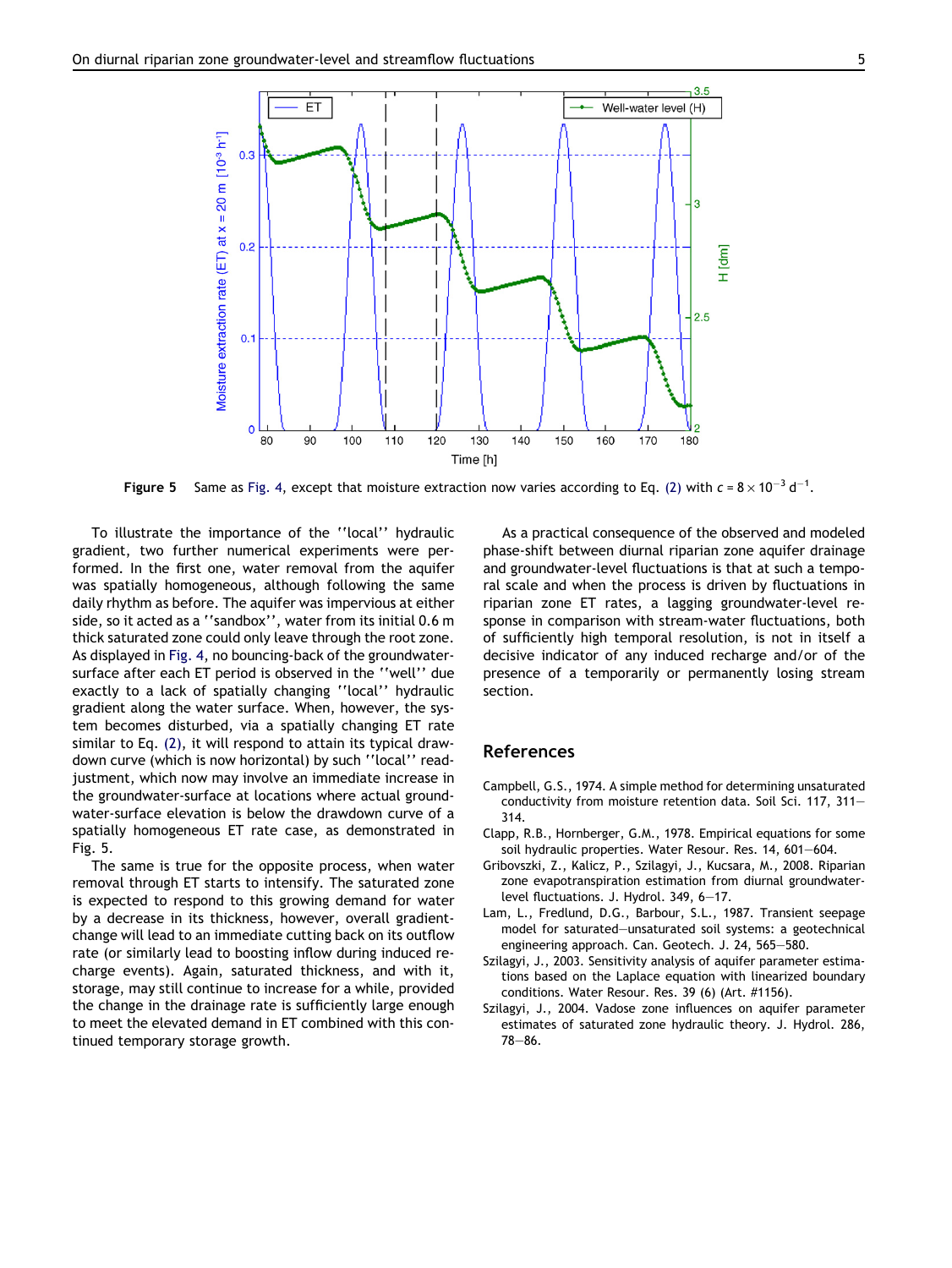ET

Well-water level (H)

Moisture extraction rate (ET) at x = 20 m [10⁻³ h⁻¹]

0.3

0.2

0.1

0

80 90 100 110 120 130 140 150 160 170 180

Time [h]

H [dm]

3.5

3

2.5

2

**Figure 5** Same as Fig. 4, except that moisture extraction now varies according to Eq. (2) with $c = 8 \times 10^{-3}\ \mathrm{d}^{-1}$.

To illustrate the importance of the ''local'' hydraulic gradient, two further numerical experiments were performed. In the first one, water removal from the aquifer was spatially homogeneous, although following the same daily rhythm as before. The aquifer was impervious at either side, so it acted as a ''sandbox'', water from its initial 0.6 m thick saturated zone could only leave through the root zone. As displayed in Fig. 4, no bouncing-back of the groundwater-surface after each ET period is observed in the ''well'' due exactly to a lack of spatially changing ''local'' hydraulic gradient along the water surface. When, however, the system becomes disturbed, via a spatially changing ET rate similar to Eq. (2), it will respond to attain its typical drawdown curve (which is now horizontal) by such ''local'' readjustment, which now may involve an immediate increase in the groundwater-surface at locations where actual groundwater-surface elevation is below the drawdown curve of a spatially homogeneous ET rate case, as demonstrated in Fig. 5.

The same is true for the opposite process, when water removal through ET starts to intensify. The saturated zone is expected to respond to this growing demand for water by a decrease in its thickness, however, overall gradient-change will lead to an immediate cutting back on its outflow rate (or similarly lead to boosting inflow during induced recharge events). Again, saturated thickness, and with it, storage, may still continue to increase for a while, provided the change in the drainage rate is sufficiently large enough to meet the elevated demand in ET combined with this continued temporary storage growth.

As a practical consequence of the observed and modeled phase-shift between diurnal riparian zone aquifer drainage and groundwater-level fluctuations is that at such a temporal scale and when the process is driven by fluctuations in riparian zone ET rates, a lagging groundwater-level response in comparison with stream-water fluctuations, both of sufficiently high temporal resolution, is not in itself a decisive indicator of any induced recharge and/or of the presence of a temporarily or permanently losing stream section.

## References

Campbell, G.S., 1974. A simple method for determining unsaturated conductivity from moisture retention data. Soil Sci. 117, 311–314.

Clapp, R.B., Hornberger, G.M., 1978. Empirical equations for some soil hydraulic properties. Water Resour. Res. 14, 601–604.

Gribovszki, Z., Kalicz, P., Szilagyi, J., Kucsara, M., 2008. Riparian zone evapotranspiration estimation from diurnal groundwater-level fluctuations. J. Hydrol. 349, 6–17.

Lam, L., Fredlund, D.G., Barbour, S.L., 1987. Transient seepage model for saturated–unsaturated soil systems: a geotechnical engineering approach. Can. Geotech. J. 24, 565–580.

Szilagyi, J., 2003. Sensitivity analysis of aquifer parameter estimations based on the Laplace equation with linearized boundary conditions. Water Resour. Res. 39 (6) (Art. #1156).

Szilagyi, J., 2004. Vadose zone influences on aquifer parameter estimates of saturated zone hydraulic theory. J. Hydrol. 286, 78–86.